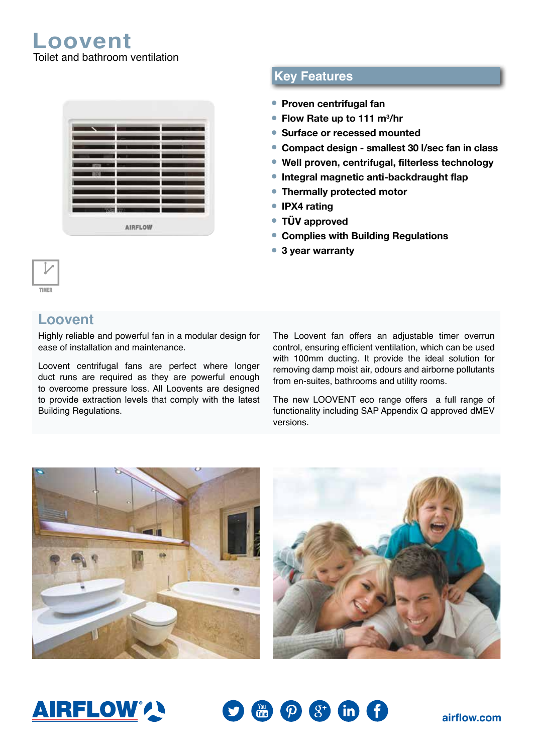# Loovent

Toilet and bathroom ventilation

## Key Features

- **Proven centrifugal fan**
- **Flow Rate up to 111 $m^3$/hr**
- **Surface or recessed mounted**
- **Compact design - smallest 30 l/sec fan in class**
- **Well proven, centrifugal, filterless technology**
- **Integral magnetic anti-backdraught flap**
- **Thermally protected motor**
- **IPX4 rating**
- **TÜV approved**
- **Complies with Building Regulations**
- **3 year warranty**

TIMER

## Loovent

Highly reliable and powerful fan in a modular design for ease of installation and maintenance.

Loovent centrifugal fans are perfect where longer duct runs are required as they are powerful enough to overcome pressure loss. All Loovents are designed to provide extraction levels that comply with the latest Building Regulations.

The Loovent fan offers an adjustable timer overrun control, ensuring efficient ventilation, which can be used with 100mm ducting. It provide the ideal solution for removing damp moist air, odours and airborne pollutants from en-suites, bathrooms and utility rooms.

The new LOOVENT eco range offers a full range of functionality including SAP Appendix Q approved dMEV versions.

AIRFLOW

airflow.com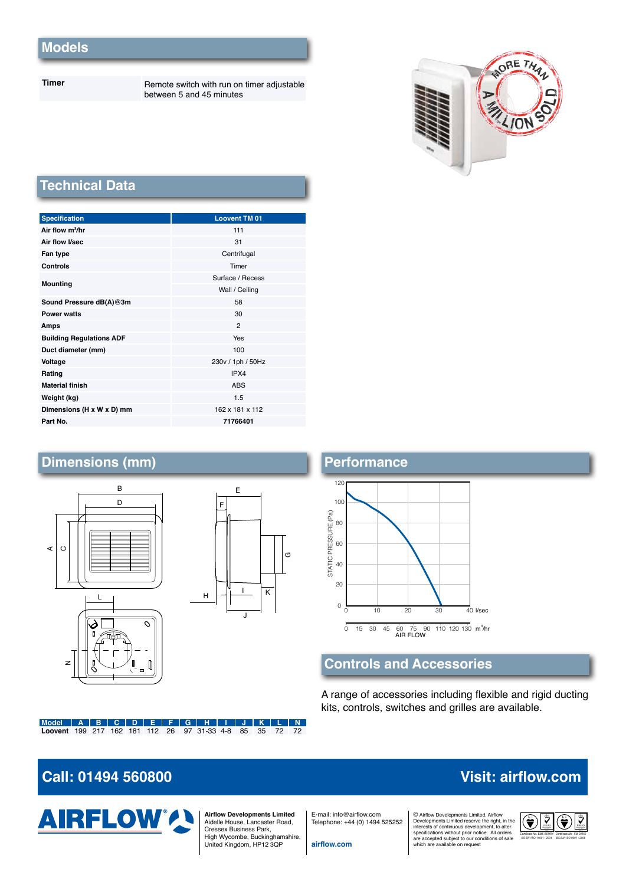## Models

| | |
|---|---|
| **Timer** | Remote switch with run on timer adjustable between 5 and 45 minutes |

## Technical Data

| Specification | Loovent TM 01 |
|---|---|
| **Air flow m³/hr** | 111 |
| **Air flow l/sec** | 31 |
| **Fan type** | Centrifugal |
| **Controls** | Timer |
| **Mounting** | Surface / Recess |
| | Wall / Ceiling |
| **Sound Pressure dB(A)@3m** | 58 |
| **Power watts** | 30 |
| **Amps** | 2 |
| **Building Regulations ADF** | Yes |
| **Duct diameter (mm)** | 100 |
| **Voltage** | 230v / 1ph / 50Hz |
| **Rating** | IPX4 |
| **Material finish** | ABS |
| **Weight (kg)** | 1.5 |
| **Dimensions (H x W x D) mm** | 162 x 181 x 112 |
| **Part No.** | **71766401** |

## Dimensions (mm)

| Model | A | B | C | D | E | F | G | H | I | J | K | L | N |
|---|---|---|---|---|---|---|---|---|---|---|---|---|---|
| **Loovent** | 199 | 217 | 162 | 181 | 112 | 26 | 97 | 31-33 | 4-8 | 85 | 35 | 72 | 72 |

## Performance

STATIC PRESSURE (Pa)

120
100
80
60
40
20
0

0 10 20 30 40 l/sec

0 15 30 45 60 75 90 110 120 130 m³/hr

AIR FLOW

## Controls and Accessories

A range of accessories including flexible and rigid ducting kits, controls, switches and grilles are available.

**Call: 01494 560800** **Visit: airflow.com**

**Airflow Developments Limited**
Aidelle House, Lancaster Road,
Cressex Business Park,
High Wycombe, Buckinghamshire,
United Kingdom, HP12 3QP

E-mail: info@airflow.com
Telephone: +44 (0) 1494 525252

**airflow.com**

© Airflow Developments Limited. Airflow Developments Limited reserve the right, in the interests of continuous development, to alter specifications without prior notice. All orders are accepted subject to our conditions of sale which are available on request